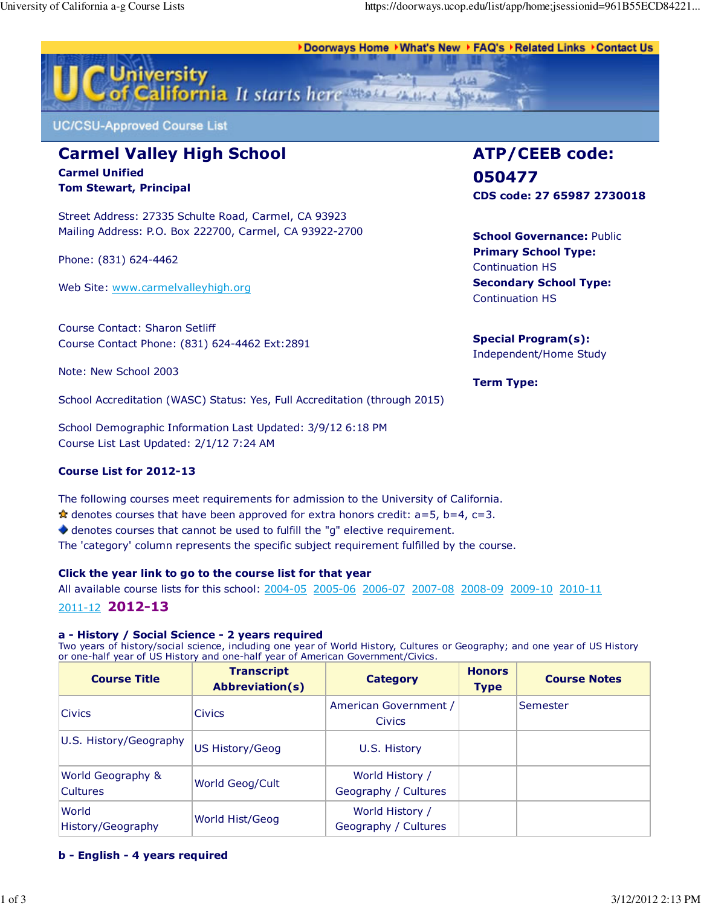▸Doorways Home ▸What's New ▸FAQ's ▸Related Links ▸Contact Us

UC University of California It starts here

UC/CSU-Approved Course List

# Carmel Valley High School

**Carmel Unified**
**Tom Stewart, Principal**

Street Address: 27335 Schulte Road, Carmel, CA 93923
Mailing Address: P.O. Box 222700, Carmel, CA 93922-2700

Phone: (831) 624-4462

Web Site: www.carmelvalleyhigh.org

Course Contact: Sharon Setliff
Course Contact Phone: (831) 624-4462 Ext:2891

Note: New School 2003

School Accreditation (WASC) Status: Yes, Full Accreditation (through 2015)

School Demographic Information Last Updated: 3/9/12 6:18 PM
Course List Last Updated: 2/1/12 7:24 AM

## ATP/CEEB code: 050477

**CDS code: 27 65987 2730018**

**School Governance:** Public
**Primary School Type:** Continuation HS
**Secondary School Type:** Continuation HS

**Special Program(s):** Independent/Home Study

**Term Type:**

### Course List for 2012-13

The following courses meet requirements for admission to the University of California.
★ denotes courses that have been approved for extra honors credit: a=5, b=4, c=3.
◆ denotes courses that cannot be used to fulfill the "g" elective requirement.
The 'category' column represents the specific subject requirement fulfilled by the course.

**Click the year link to go to the course list for that year**
All available course lists for this school: 2004-05 2005-06 2006-07 2007-08 2008-09 2009-10 2010-11 2011-12 **2012-13**

### a - History / Social Science - 2 years required

Two years of history/social science, including one year of World History, Cultures or Geography; and one year of US History or one-half year of US History and one-half year of American Government/Civics.

| Course Title | Transcript Abbreviation(s) | Category | Honors Type | Course Notes |
|---|---|---|---|---|
| Civics | Civics | American Government / Civics | | Semester |
| U.S. History/Geography | US History/Geog | U.S. History | | |
| World Geography & Cultures | World Geog/Cult | World History / Geography / Cultures | | |
| World History/Geography | World Hist/Geog | World History / Geography / Cultures | | |

### b - English - 4 years required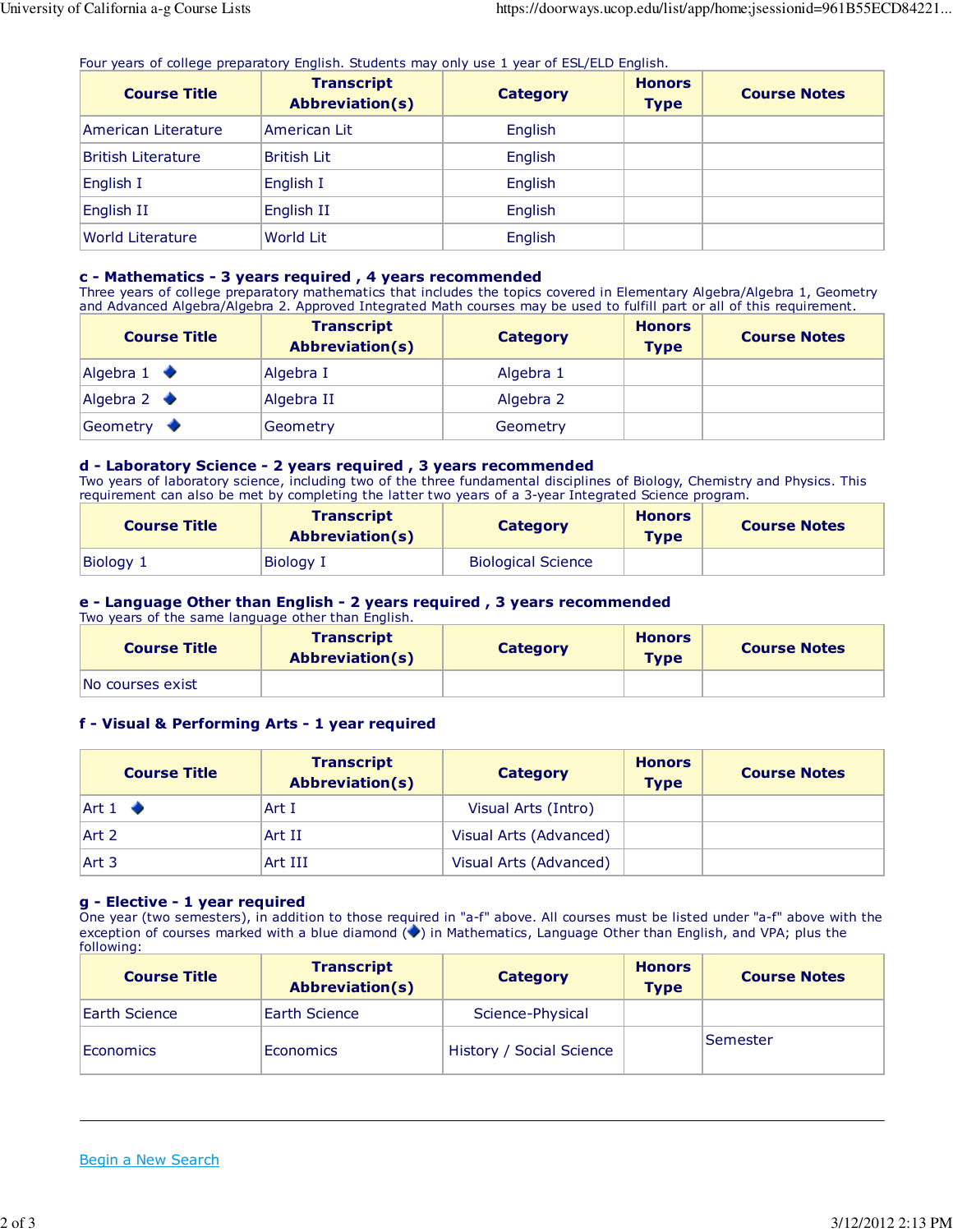Four years of college preparatory English. Students may only use 1 year of ESL/ELD English.

| Course Title | Transcript Abbreviation(s) | Category | Honors Type | Course Notes |
|---|---|---|---|---|
| American Literature | American Lit | English | | |
| British Literature | British Lit | English | | |
| English I | English I | English | | |
| English II | English II | English | | |
| World Literature | World Lit | English | | |

### c - Mathematics - 3 years required , 4 years recommended

Three years of college preparatory mathematics that includes the topics covered in Elementary Algebra/Algebra 1, Geometry and Advanced Algebra/Algebra 2. Approved Integrated Math courses may be used to fulfill part or all of this requirement.

| Course Title | Transcript Abbreviation(s) | Category | Honors Type | Course Notes |
|---|---|---|---|---|
| Algebra 1 ◆ | Algebra I | Algebra 1 | | |
| Algebra 2 ◆ | Algebra II | Algebra 2 | | |
| Geometry ◆ | Geometry | Geometry | | |

### d - Laboratory Science - 2 years required , 3 years recommended

Two years of laboratory science, including two of the three fundamental disciplines of Biology, Chemistry and Physics. This requirement can also be met by completing the latter two years of a 3-year Integrated Science program.

| Course Title | Transcript Abbreviation(s) | Category | Honors Type | Course Notes |
|---|---|---|---|---|
| Biology 1 | Biology I | Biological Science | | |

### e - Language Other than English - 2 years required , 3 years recommended

Two years of the same language other than English.

| Course Title | Transcript Abbreviation(s) | Category | Honors Type | Course Notes |
|---|---|---|---|---|
| No courses exist | | | | |

### f - Visual & Performing Arts - 1 year required

| Course Title | Transcript Abbreviation(s) | Category | Honors Type | Course Notes |
|---|---|---|---|---|
| Art 1 ◆ | Art I | Visual Arts (Intro) | | |
| Art 2 | Art II | Visual Arts (Advanced) | | |
| Art 3 | Art III | Visual Arts (Advanced) | | |

### g - Elective - 1 year required

One year (two semesters), in addition to those required in "a-f" above. All courses must be listed under "a-f" above with the exception of courses marked with a blue diamond (◆) in Mathematics, Language Other than English, and VPA; plus the following:

| Course Title | Transcript Abbreviation(s) | Category | Honors Type | Course Notes |
|---|---|---|---|---|
| Earth Science | Earth Science | Science-Physical | | |
| Economics | Economics | History / Social Science | | Semester |

---

Begin a New Search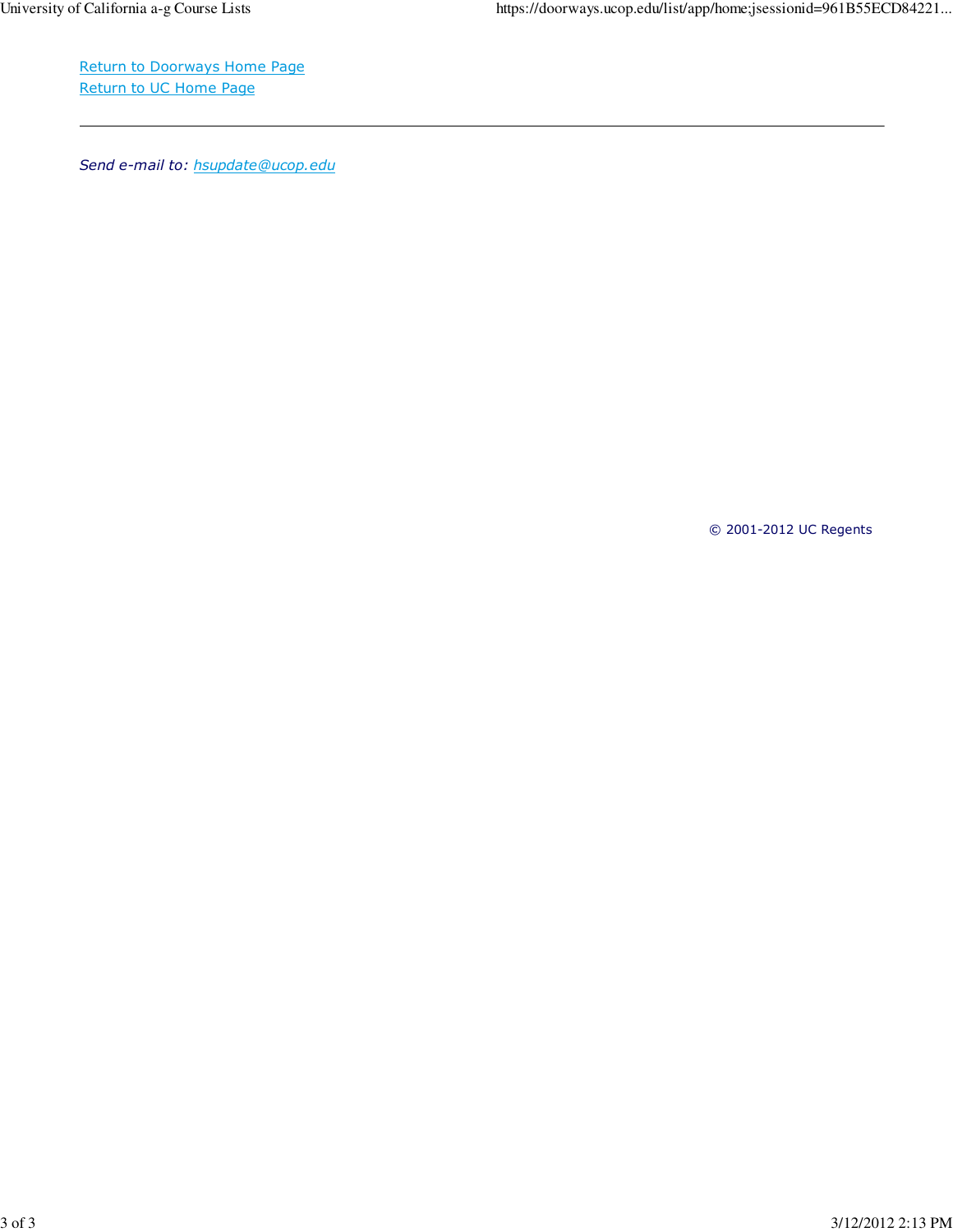[Return to Doorways Home Page]
[Return to UC Home Page]

---

*Send e-mail to: hsupdate@ucop.edu*

© 2001-2012 UC Regents